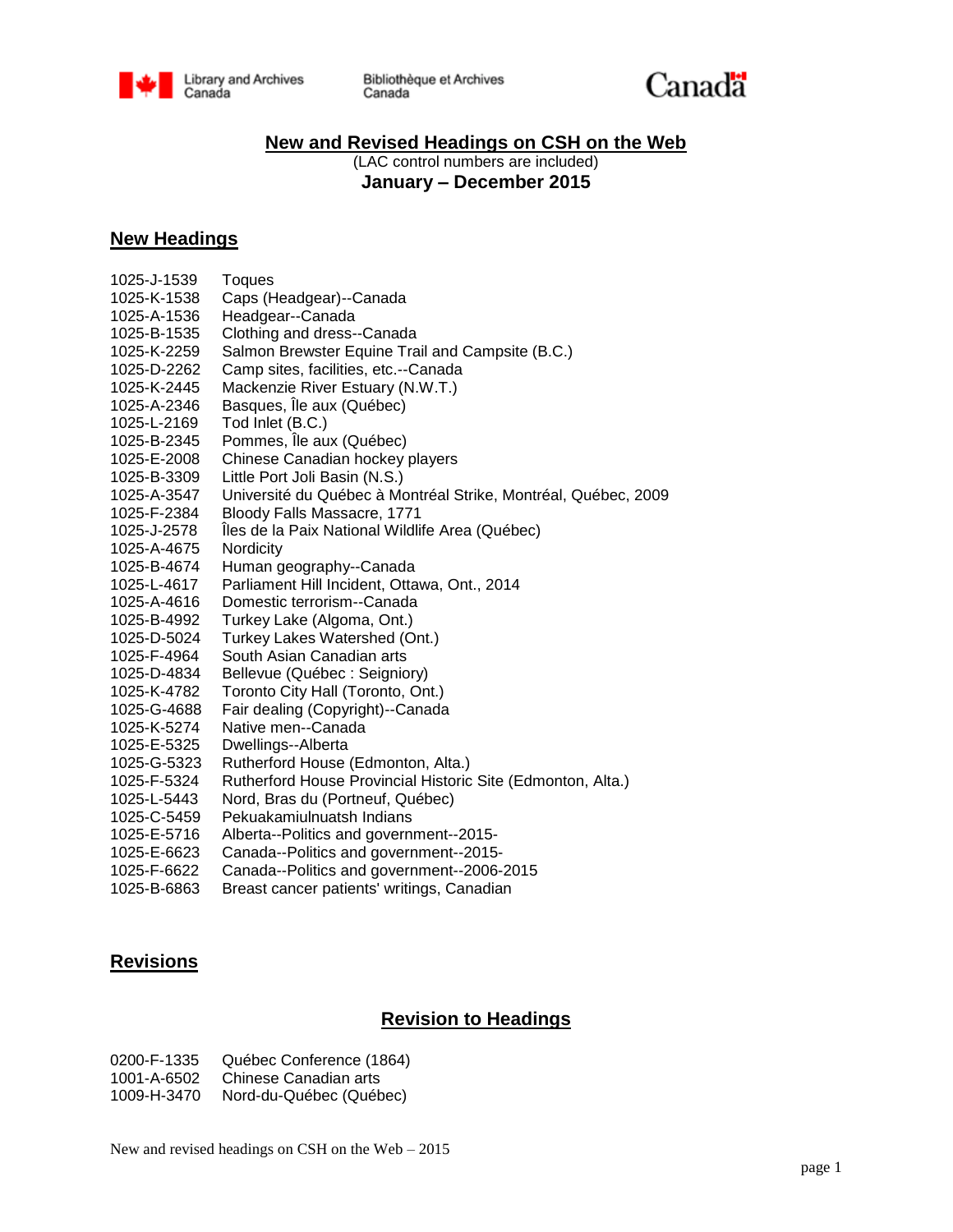Library and Archives Canada | Bibliothèque et Archives Canada | Canada

# New and Revised Headings on CSH on the Web

(LAC control numbers are included)

**January – December 2015**

## New Headings

| | |
|---|---|
| 1025-J-1539 | Toques |
| 1025-K-1538 | Caps (Headgear)--Canada |
| 1025-A-1536 | Headgear--Canada |
| 1025-B-1535 | Clothing and dress--Canada |
| 1025-K-2259 | Salmon Brewster Equine Trail and Campsite (B.C.) |
| 1025-D-2262 | Camp sites, facilities, etc.--Canada |
| 1025-K-2445 | Mackenzie River Estuary (N.W.T.) |
| 1025-A-2346 | Basques, Île aux (Québec) |
| 1025-L-2169 | Tod Inlet (B.C.) |
| 1025-B-2345 | Pommes, Île aux (Québec) |
| 1025-E-2008 | Chinese Canadian hockey players |
| 1025-B-3309 | Little Port Joli Basin (N.S.) |
| 1025-A-3547 | Université du Québec à Montréal Strike, Montréal, Québec, 2009 |
| 1025-F-2384 | Bloody Falls Massacre, 1771 |
| 1025-J-2578 | Îles de la Paix National Wildlife Area (Québec) |
| 1025-A-4675 | Nordicity |
| 1025-B-4674 | Human geography--Canada |
| 1025-L-4617 | Parliament Hill Incident, Ottawa, Ont., 2014 |
| 1025-A-4616 | Domestic terrorism--Canada |
| 1025-B-4992 | Turkey Lake (Algoma, Ont.) |
| 1025-D-5024 | Turkey Lakes Watershed (Ont.) |
| 1025-F-4964 | South Asian Canadian arts |
| 1025-D-4834 | Bellevue (Québec : Seigniory) |
| 1025-K-4782 | Toronto City Hall (Toronto, Ont.) |
| 1025-G-4688 | Fair dealing (Copyright)--Canada |
| 1025-K-5274 | Native men--Canada |
| 1025-E-5325 | Dwellings--Alberta |
| 1025-G-5323 | Rutherford House (Edmonton, Alta.) |
| 1025-F-5324 | Rutherford House Provincial Historic Site (Edmonton, Alta.) |
| 1025-L-5443 | Nord, Bras du (Portneuf, Québec) |
| 1025-C-5459 | Pekuakamiulnuatsh Indians |
| 1025-E-5716 | Alberta--Politics and government--2015- |
| 1025-E-6623 | Canada--Politics and government--2015- |
| 1025-F-6622 | Canada--Politics and government--2006-2015 |
| 1025-B-6863 | Breast cancer patients' writings, Canadian |

## Revisions

### Revision to Headings

| | |
|---|---|
| 0200-F-1335 | Québec Conference (1864) |
| 1001-A-6502 | Chinese Canadian arts |
| 1009-H-3470 | Nord-du-Québec (Québec) |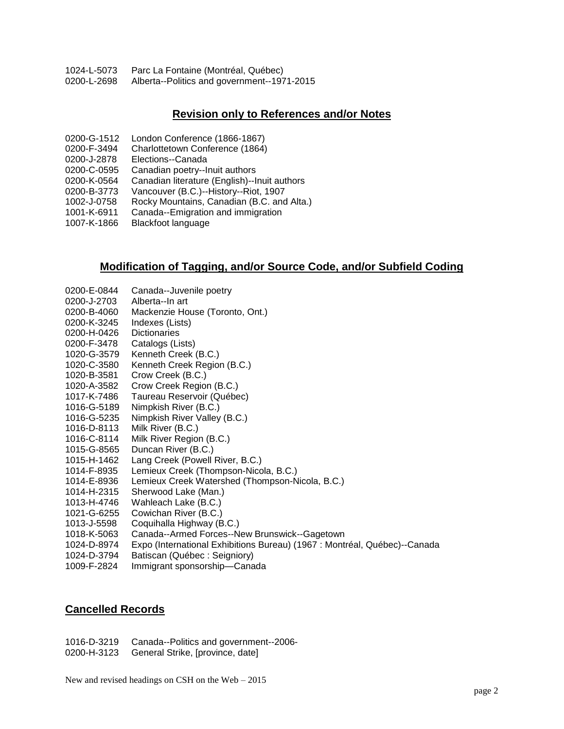1024-L-5073 Parc La Fontaine (Montréal, Québec)
0200-L-2698 Alberta--Politics and government--1971-2015

## Revision only to References and/or Notes

0200-G-1512 London Conference (1866-1867)
0200-F-3494 Charlottetown Conference (1864)
0200-J-2878 Elections--Canada
0200-C-0595 Canadian poetry--Inuit authors
0200-K-0564 Canadian literature (English)--Inuit authors
0200-B-3773 Vancouver (B.C.)--History--Riot, 1907
1002-J-0758 Rocky Mountains, Canadian (B.C. and Alta.)
1001-K-6911 Canada--Emigration and immigration
1007-K-1866 Blackfoot language

## Modification of Tagging, and/or Source Code, and/or Subfield Coding

0200-E-0844 Canada--Juvenile poetry
0200-J-2703 Alberta--In art
0200-B-4060 Mackenzie House (Toronto, Ont.)
0200-K-3245 Indexes (Lists)
0200-H-0426 Dictionaries
0200-F-3478 Catalogs (Lists)
1020-G-3579 Kenneth Creek (B.C.)
1020-C-3580 Kenneth Creek Region (B.C.)
1020-B-3581 Crow Creek (B.C.)
1020-A-3582 Crow Creek Region (B.C.)
1017-K-7486 Taureau Reservoir (Québec)
1016-G-5189 Nimpkish River (B.C.)
1016-G-5235 Nimpkish River Valley (B.C.)
1016-D-8113 Milk River (B.C.)
1016-C-8114 Milk River Region (B.C.)
1015-G-8565 Duncan River (B.C.)
1015-H-1462 Lang Creek (Powell River, B.C.)
1014-F-8935 Lemieux Creek (Thompson-Nicola, B.C.)
1014-E-8936 Lemieux Creek Watershed (Thompson-Nicola, B.C.)
1014-H-2315 Sherwood Lake (Man.)
1013-H-4746 Wahleach Lake (B.C.)
1021-G-6255 Cowichan River (B.C.)
1013-J-5598 Coquihalla Highway (B.C.)
1018-K-5063 Canada--Armed Forces--New Brunswick--Gagetown
1024-D-8974 Expo (International Exhibitions Bureau) (1967 : Montréal, Québec)--Canada
1024-D-3794 Batiscan (Québec : Seigniory)
1009-F-2824 Immigrant sponsorship—Canada

## Cancelled Records

1016-D-3219 Canada--Politics and government--2006-
0200-H-3123 General Strike, [province, date]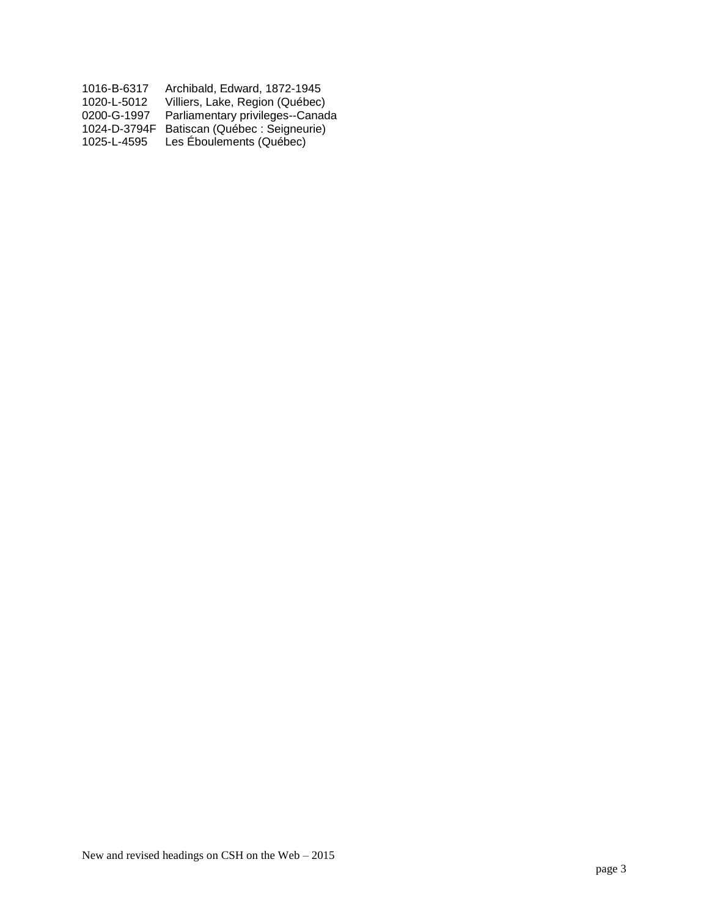| | |
|---|---|
| 1016-B-6317 | Archibald, Edward, 1872-1945 |
| 1020-L-5012 | Villiers, Lake, Region (Québec) |
| 0200-G-1997 | Parliamentary privileges--Canada |
| 1024-D-3794F | Batiscan (Québec : Seigneurie) |
| 1025-L-4595 | Les Éboulements (Québec) |